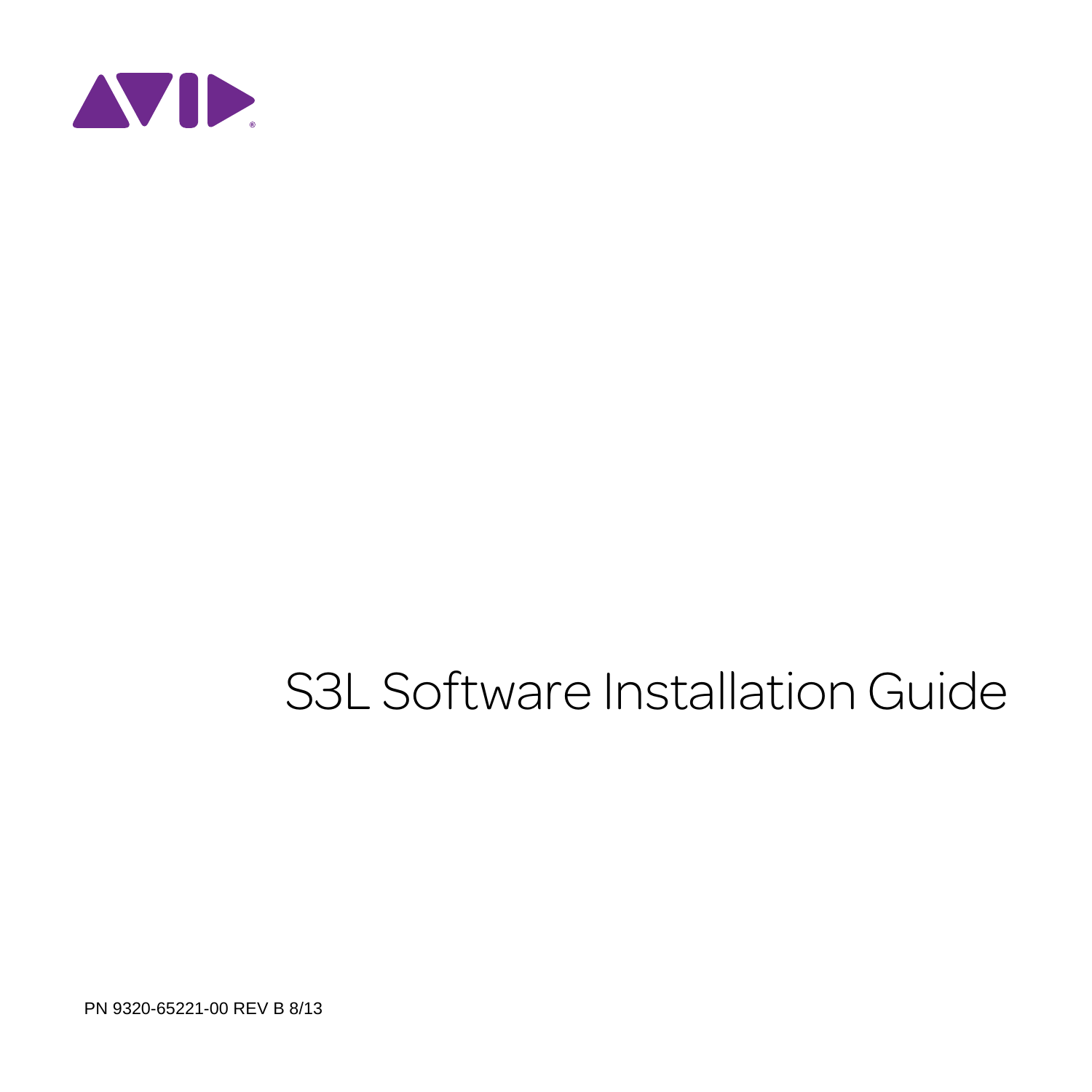# S3L Software Installation Guide

PN 9320-65221-00 REV B 8/13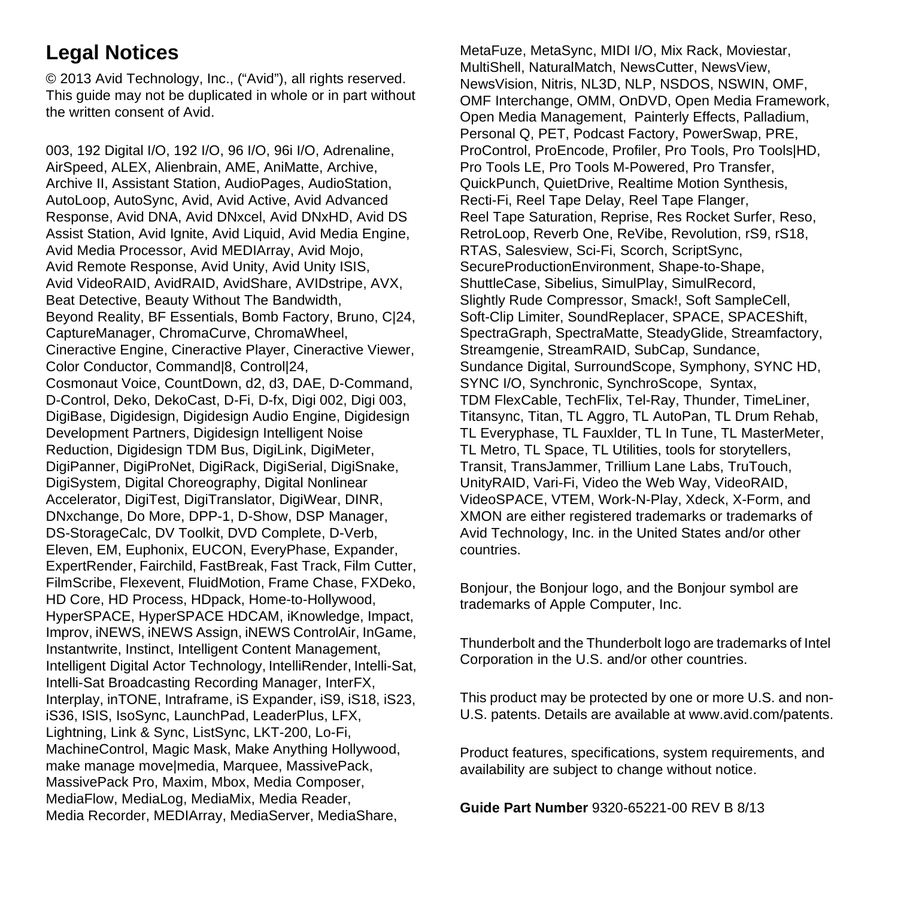## Legal Notices

© 2013 Avid Technology, Inc., ("Avid"), all rights reserved. This guide may not be duplicated in whole or in part without the written consent of Avid.

003, 192 Digital I/O, 192 I/O, 96 I/O, 96i I/O, Adrenaline, AirSpeed, ALEX, Alienbrain, AME, AniMatte, Archive, Archive II, Assistant Station, AudioPages, AudioStation, AutoLoop, AutoSync, Avid, Avid Active, Avid Advanced Response, Avid DNA, Avid DNxcel, Avid DNxHD, Avid DS Assist Station, Avid Ignite, Avid Liquid, Avid Media Engine, Avid Media Processor, Avid MEDIArray, Avid Mojo, Avid Remote Response, Avid Unity, Avid Unity ISIS, Avid VideoRAID, AvidRAID, AvidShare, AVIDstripe, AVX, Beat Detective, Beauty Without The Bandwidth, Beyond Reality, BF Essentials, Bomb Factory, Bruno, C|24, CaptureManager, ChromaCurve, ChromaWheel, Cineractive Engine, Cineractive Player, Cineractive Viewer, Color Conductor, Command|8, Control|24, Cosmonaut Voice, CountDown, d2, d3, DAE, D-Command, D-Control, Deko, DekoCast, D-Fi, D-fx, Digi 002, Digi 003, DigiBase, Digidesign, Digidesign Audio Engine, Digidesign Development Partners, Digidesign Intelligent Noise Reduction, Digidesign TDM Bus, DigiLink, DigiMeter, DigiPanner, DigiProNet, DigiRack, DigiSerial, DigiSnake, DigiSystem, Digital Choreography, Digital Nonlinear Accelerator, DigiTest, DigiTranslator, DigiWear, DINR, DNxchange, Do More, DPP-1, D-Show, DSP Manager, DS-StorageCalc, DV Toolkit, DVD Complete, D-Verb, Eleven, EM, Euphonix, EUCON, EveryPhase, Expander, ExpertRender, Fairchild, FastBreak, Fast Track, Film Cutter, FilmScribe, Flexevent, FluidMotion, Frame Chase, FXDeko, HD Core, HD Process, HDpack, Home-to-Hollywood, HyperSPACE, HyperSPACE HDCAM, iKnowledge, Impact, Improv, iNEWS, iNEWS Assign, iNEWS ControlAir, InGame, Instantwrite, Instinct, Intelligent Content Management, Intelligent Digital Actor Technology, IntelliRender, Intelli-Sat, Intelli-Sat Broadcasting Recording Manager, InterFX, Interplay, inTONE, Intraframe, iS Expander, iS9, iS18, iS23, iS36, ISIS, IsoSync, LaunchPad, LeaderPlus, LFX, Lightning, Link & Sync, ListSync, LKT-200, Lo-Fi, MachineControl, Magic Mask, Make Anything Hollywood, make manage move|media, Marquee, MassivePack, MassivePack Pro, Maxim, Mbox, Media Composer, MediaFlow, MediaLog, MediaMix, Media Reader, Media Recorder, MEDIArray, MediaServer, MediaShare, MetaFuze, MetaSync, MIDI I/O, Mix Rack, Moviestar, MultiShell, NaturalMatch, NewsCutter, NewsView, NewsVision, Nitris, NL3D, NLP, NSDOS, NSWIN, OMF, OMF Interchange, OMM, OnDVD, Open Media Framework, Open Media Management, Painterly Effects, Palladium, Personal Q, PET, Podcast Factory, PowerSwap, PRE, ProControl, ProEncode, Profiler, Pro Tools, Pro Tools|HD, Pro Tools LE, Pro Tools M-Powered, Pro Transfer, QuickPunch, QuietDrive, Realtime Motion Synthesis, Recti-Fi, Reel Tape Delay, Reel Tape Flanger, Reel Tape Saturation, Reprise, Res Rocket Surfer, Reso, RetroLoop, Reverb One, ReVibe, Revolution, rS9, rS18, RTAS, Salesview, Sci-Fi, Scorch, ScriptSync, SecureProductionEnvironment, Shape-to-Shape, ShuttleCase, Sibelius, SimulPlay, SimulRecord, Slightly Rude Compressor, Smack!, Soft SampleCell, Soft-Clip Limiter, SoundReplacer, SPACE, SPACEShift, SpectraGraph, SpectraMatte, SteadyGlide, Streamfactory, Streamgenie, StreamRAID, SubCap, Sundance, Sundance Digital, SurroundScope, Symphony, SYNC HD, SYNC I/O, Synchronic, SynchroScope, Syntax, TDM FlexCable, TechFlix, Tel-Ray, Thunder, TimeLiner, Titansync, Titan, TL Aggro, TL AutoPan, TL Drum Rehab, TL Everyphase, TL Fauxlder, TL In Tune, TL MasterMeter, TL Metro, TL Space, TL Utilities, tools for storytellers, Transit, TransJammer, Trillium Lane Labs, TruTouch, UnityRAID, Vari-Fi, Video the Web Way, VideoRAID, VideoSPACE, VTEM, Work-N-Play, Xdeck, X-Form, and XMON are either registered trademarks or trademarks of Avid Technology, Inc. in the United States and/or other countries.

Bonjour, the Bonjour logo, and the Bonjour symbol are trademarks of Apple Computer, Inc.

Thunderbolt and the Thunderbolt logo are trademarks of Intel Corporation in the U.S. and/or other countries.

This product may be protected by one or more U.S. and non-U.S. patents. Details are available at www.avid.com/patents.

Product features, specifications, system requirements, and availability are subject to change without notice.

**Guide Part Number** 9320-65221-00 REV B 8/13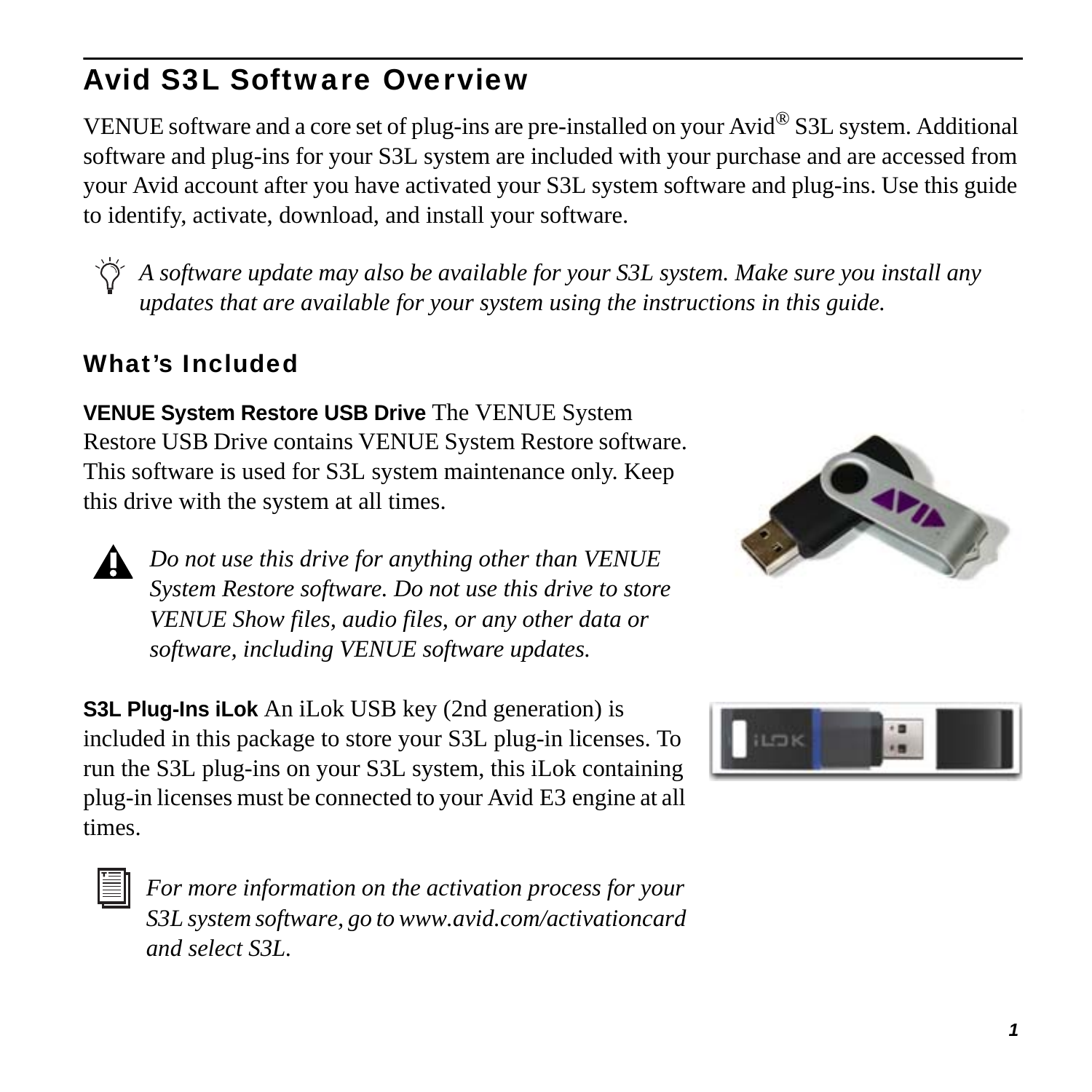## Avid S3L Software Overview

VENUE software and a core set of plug-ins are pre-installed on your Avid® S3L system. Additional software and plug-ins for your S3L system are included with your purchase and are accessed from your Avid account after you have activated your S3L system software and plug-ins. Use this guide to identify, activate, download, and install your software.

*A software update may also be available for your S3L system. Make sure you install any updates that are available for your system using the instructions in this guide.*

### What's Included

**VENUE System Restore USB Drive** The VENUE System Restore USB Drive contains VENUE System Restore software. This software is used for S3L system maintenance only. Keep this drive with the system at all times.

*Do not use this drive for anything other than VENUE System Restore software. Do not use this drive to store VENUE Show files, audio files, or any other data or software, including VENUE software updates.*

**S3L Plug-Ins iLok** An iLok USB key (2nd generation) is included in this package to store your S3L plug-in licenses. To run the S3L plug-ins on your S3L system, this iLok containing plug-in licenses must be connected to your Avid E3 engine at all times.

*For more information on the activation process for your S3L system software, go to www.avid.com/activationcard and select S3L.*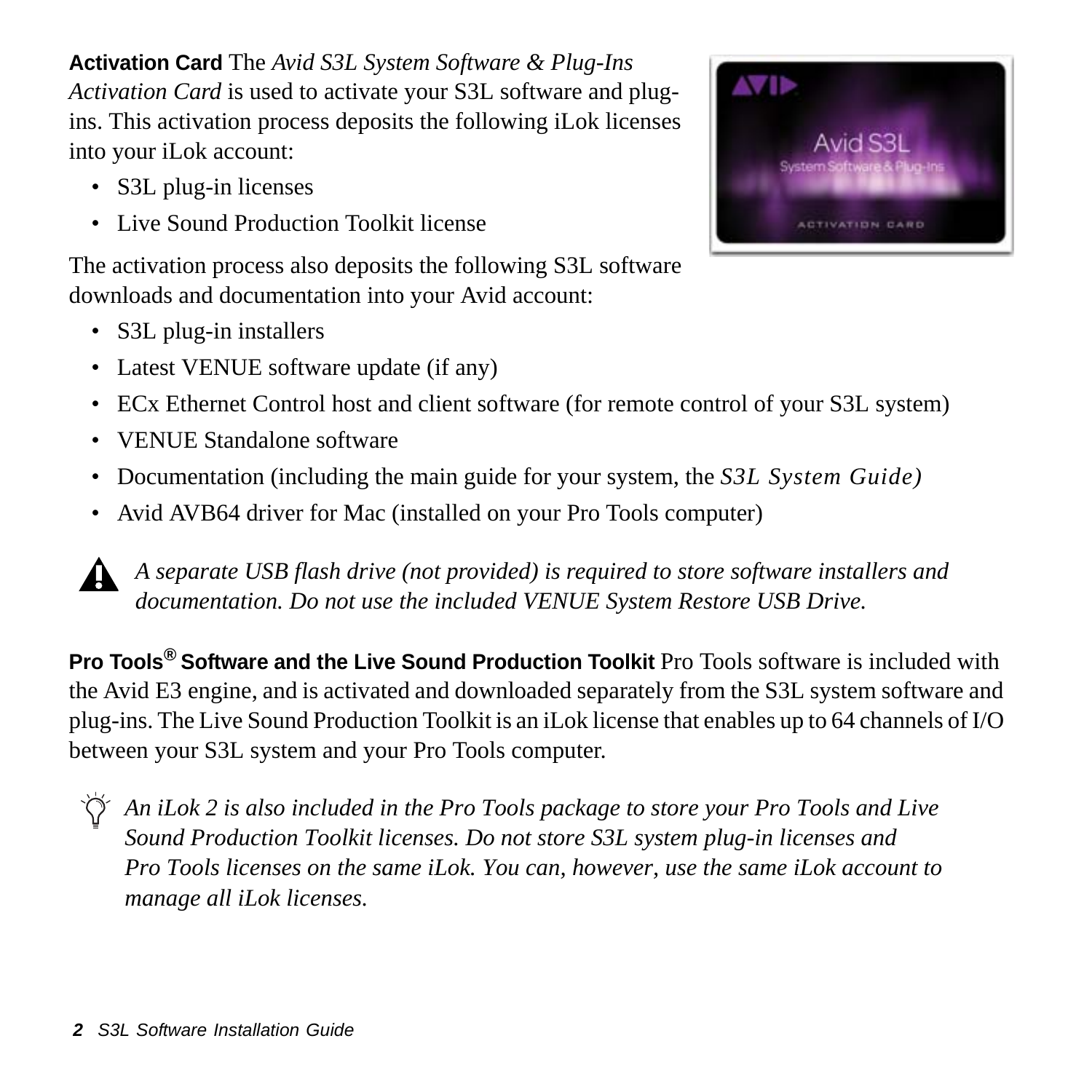**Activation Card** The *Avid S3L System Software & Plug-Ins Activation Card* is used to activate your S3L software and plug-ins. This activation process deposits the following iLok licenses into your iLok account:

- S3L plug-in licenses
- Live Sound Production Toolkit license

The activation process also deposits the following S3L software downloads and documentation into your Avid account:

- S3L plug-in installers
- Latest VENUE software update (if any)
- ECx Ethernet Control host and client software (for remote control of your S3L system)
- VENUE Standalone software
- Documentation (including the main guide for your system, the *S3L System Guide)*
- Avid AVB64 driver for Mac (installed on your Pro Tools computer)

*A separate USB flash drive (not provided) is required to store software installers and documentation. Do not use the included VENUE System Restore USB Drive.*

**Pro Tools® Software and the Live Sound Production Toolkit** Pro Tools software is included with the Avid E3 engine, and is activated and downloaded separately from the S3L system software and plug-ins. The Live Sound Production Toolkit is an iLok license that enables up to 64 channels of I/O between your S3L system and your Pro Tools computer.

*An iLok 2 is also included in the Pro Tools package to store your Pro Tools and Live Sound Production Toolkit licenses. Do not store S3L system plug-in licenses and Pro Tools licenses on the same iLok. You can, however, use the same iLok account to manage all iLok licenses.*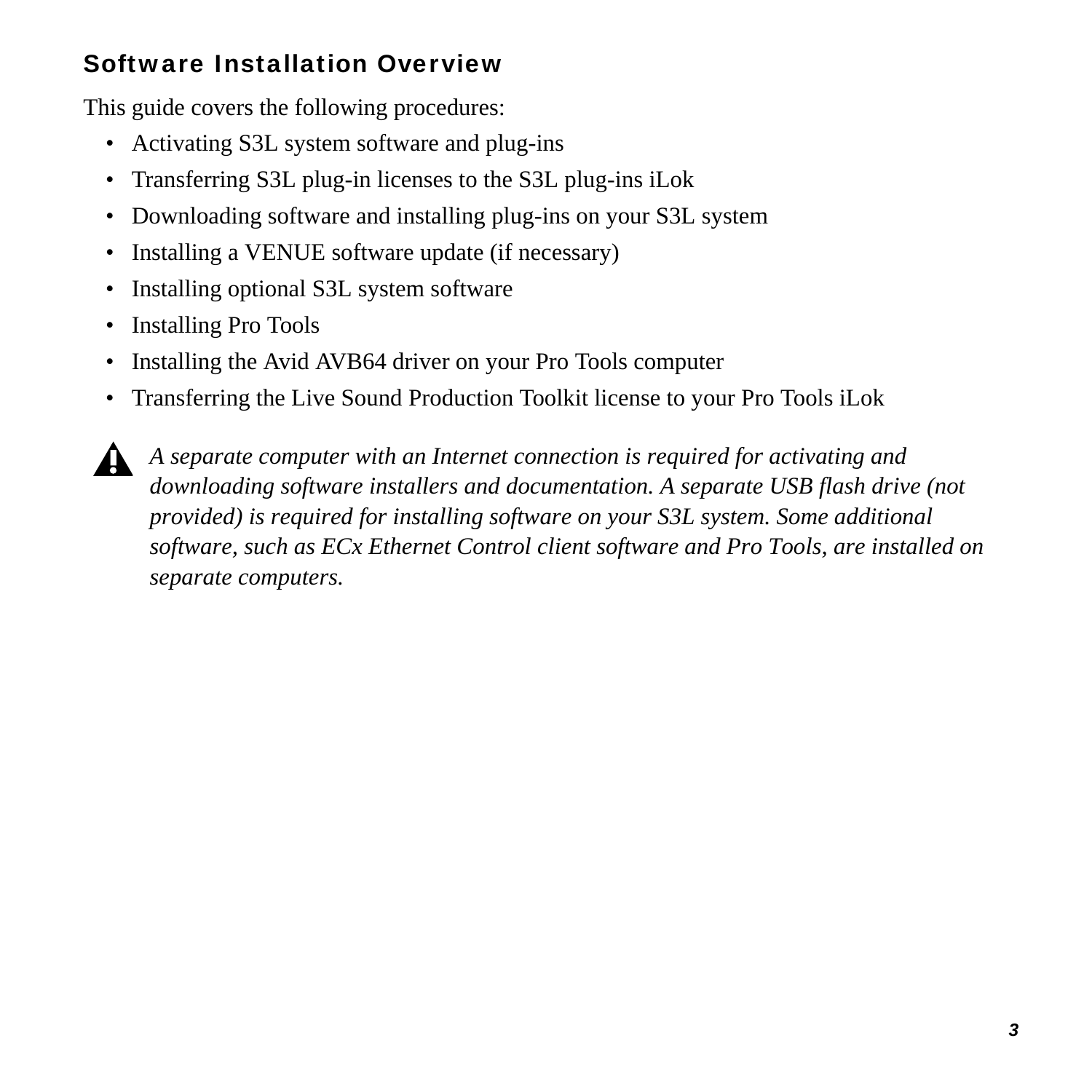## Software Installation Overview

This guide covers the following procedures:

- Activating S3L system software and plug-ins
- Transferring S3L plug-in licenses to the S3L plug-ins iLok
- Downloading software and installing plug-ins on your S3L system
- Installing a VENUE software update (if necessary)
- Installing optional S3L system software
- Installing Pro Tools
- Installing the Avid AVB64 driver on your Pro Tools computer
- Transferring the Live Sound Production Toolkit license to your Pro Tools iLok

*A separate computer with an Internet connection is required for activating and downloading software installers and documentation. A separate USB flash drive (not provided) is required for installing software on your S3L system. Some additional software, such as ECx Ethernet Control client software and Pro Tools, are installed on separate computers.*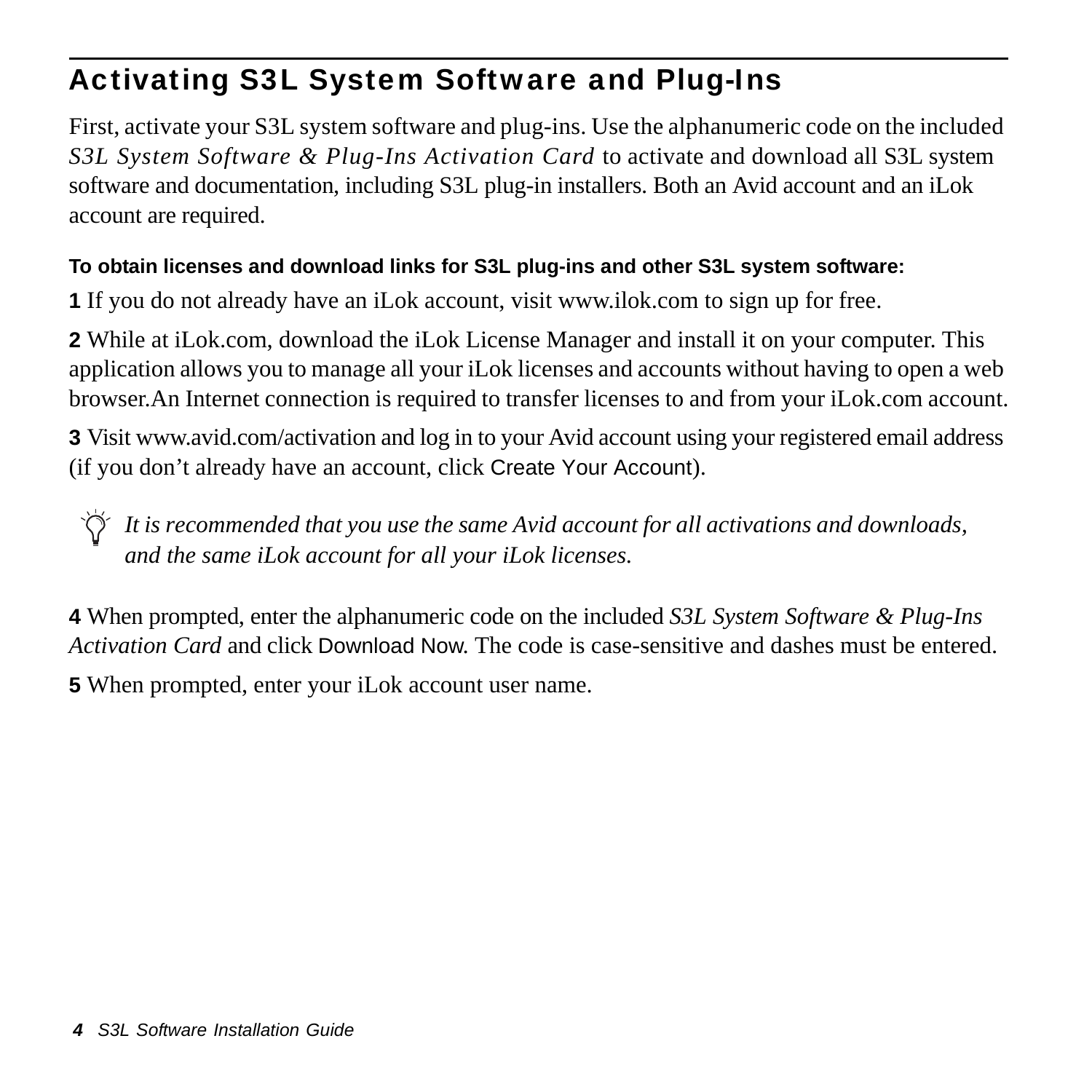## Activating S3L System Software and Plug-Ins

First, activate your S3L system software and plug-ins. Use the alphanumeric code on the included *S3L System Software & Plug-Ins Activation Card* to activate and download all S3L system software and documentation, including S3L plug-in installers. Both an Avid account and an iLok account are required.

**To obtain licenses and download links for S3L plug-ins and other S3L system software:**

**1** If you do not already have an iLok account, visit www.ilok.com to sign up for free.

**2** While at iLok.com, download the iLok License Manager and install it on your computer. This application allows you to manage all your iLok licenses and accounts without having to open a web browser.An Internet connection is required to transfer licenses to and from your iLok.com account.

**3** Visit www.avid.com/activation and log in to your Avid account using your registered email address (if you don't already have an account, click Create Your Account).

> *It is recommended that you use the same Avid account for all activations and downloads, and the same iLok account for all your iLok licenses.*

**4** When prompted, enter the alphanumeric code on the included *S3L System Software & Plug-Ins Activation Card* and click Download Now. The code is case-sensitive and dashes must be entered.

**5** When prompted, enter your iLok account user name.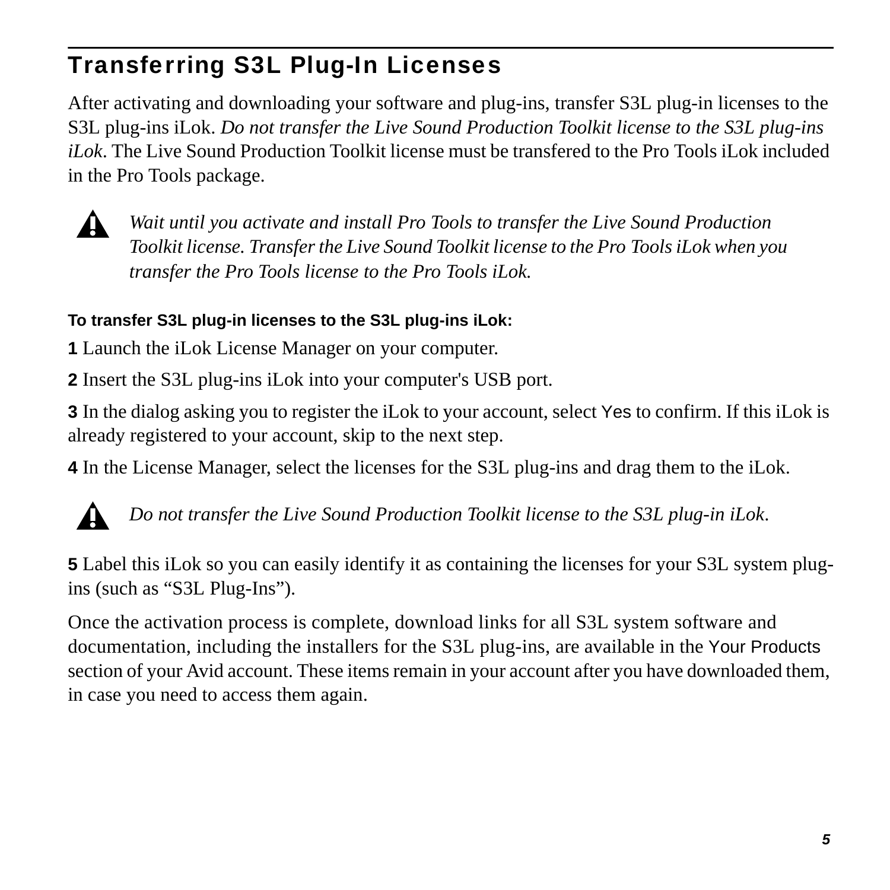## Transferring S3L Plug-In Licenses

After activating and downloading your software and plug-ins, transfer S3L plug-in licenses to the S3L plug-ins iLok. *Do not transfer the Live Sound Production Toolkit license to the S3L plug-ins iLok*. The Live Sound Production Toolkit license must be transfered to the Pro Tools iLok included in the Pro Tools package.

*Wait until you activate and install Pro Tools to transfer the Live Sound Production Toolkit license. Transfer the Live Sound Toolkit license to the Pro Tools iLok when you transfer the Pro Tools license to the Pro Tools iLok.*

**To transfer S3L plug-in licenses to the S3L plug-ins iLok:**

**1** Launch the iLok License Manager on your computer.

**2** Insert the S3L plug-ins iLok into your computer's USB port.

**3** In the dialog asking you to register the iLok to your account, select Yes to confirm. If this iLok is already registered to your account, skip to the next step.

**4** In the License Manager, select the licenses for the S3L plug-ins and drag them to the iLok.

*Do not transfer the Live Sound Production Toolkit license to the S3L plug-in iLok.*

**5** Label this iLok so you can easily identify it as containing the licenses for your S3L system plug-ins (such as "S3L Plug-Ins").

Once the activation process is complete, download links for all S3L system software and documentation, including the installers for the S3L plug-ins, are available in the Your Products section of your Avid account. These items remain in your account after you have downloaded them, in case you need to access them again.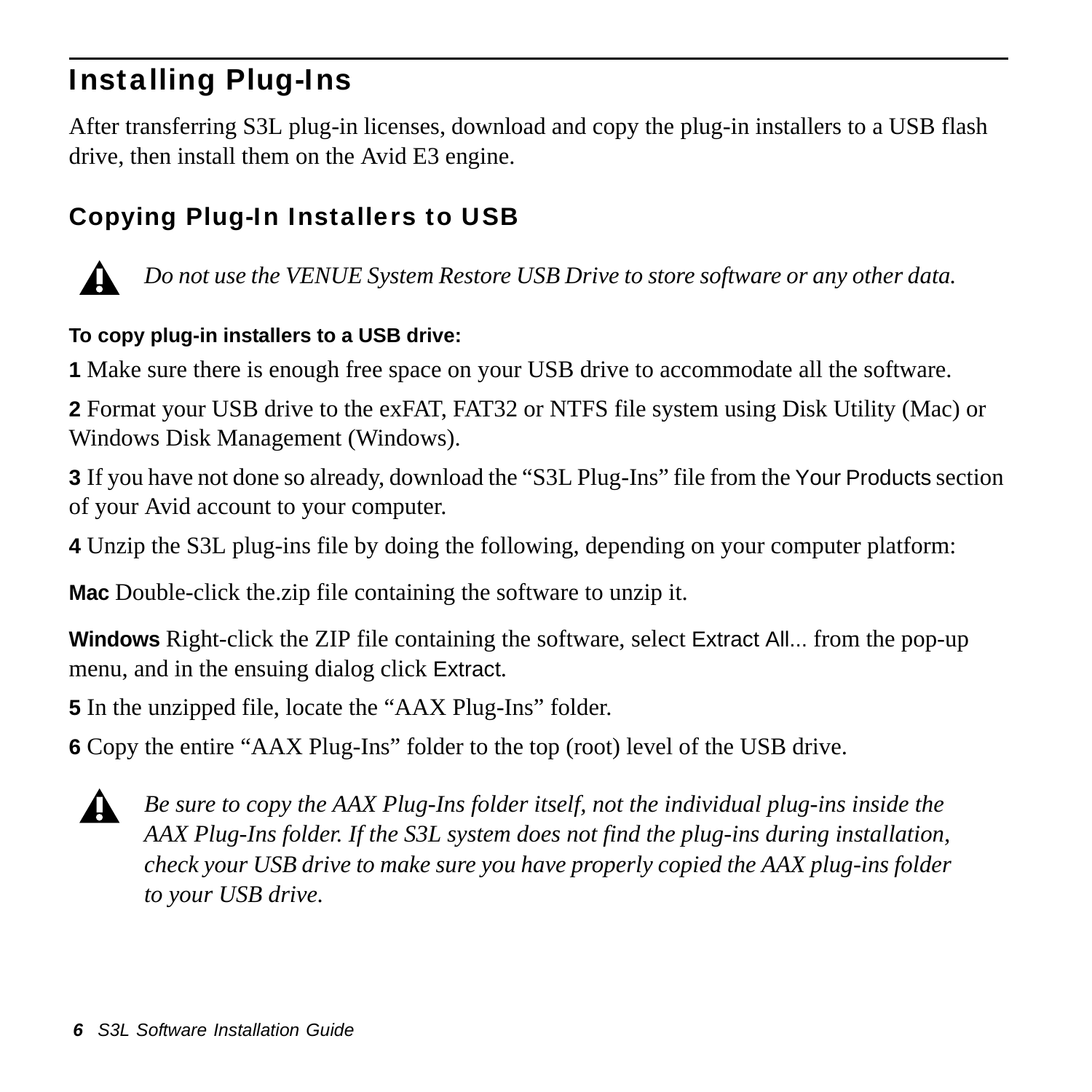# Installing Plug-Ins

After transferring S3L plug-in licenses, download and copy the plug-in installers to a USB flash drive, then install them on the Avid E3 engine.

## Copying Plug-In Installers to USB

*Do not use the VENUE System Restore USB Drive to store software or any other data.*

**To copy plug-in installers to a USB drive:**

**1** Make sure there is enough free space on your USB drive to accommodate all the software.

**2** Format your USB drive to the exFAT, FAT32 or NTFS file system using Disk Utility (Mac) or Windows Disk Management (Windows).

**3** If you have not done so already, download the “S3L Plug-Ins” file from the Your Products section of your Avid account to your computer.

**4** Unzip the S3L plug-ins file by doing the following, depending on your computer platform:

**Mac** Double-click the.zip file containing the software to unzip it.

**Windows** Right-click the ZIP file containing the software, select Extract All... from the pop-up menu, and in the ensuing dialog click Extract.

**5** In the unzipped file, locate the “AAX Plug-Ins” folder.

**6** Copy the entire “AAX Plug-Ins” folder to the top (root) level of the USB drive.

*Be sure to copy the AAX Plug-Ins folder itself, not the individual plug-ins inside the AAX Plug-Ins folder. If the S3L system does not find the plug-ins during installation, check your USB drive to make sure you have properly copied the AAX plug-ins folder to your USB drive.*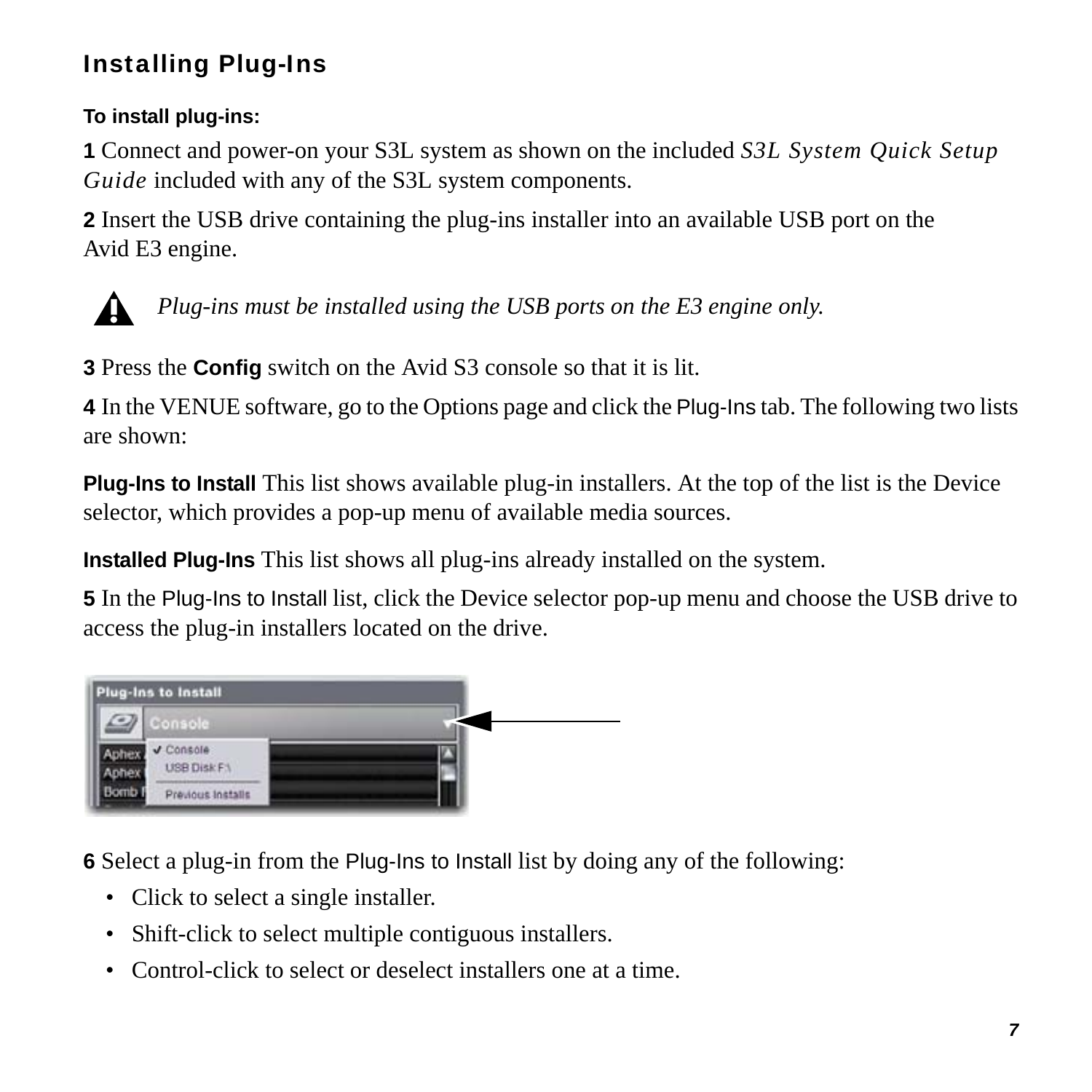## Installing Plug-Ins

**To install plug-ins:**

**1** Connect and power-on your S3L system as shown on the included *S3L System Quick Setup Guide* included with any of the S3L system components.

**2** Insert the USB drive containing the plug-ins installer into an available USB port on the Avid E3 engine.

*Plug-ins must be installed using the USB ports on the E3 engine only.*

**3** Press the **Config** switch on the Avid S3 console so that it is lit.

**4** In the VENUE software, go to the Options page and click the Plug-Ins tab. The following two lists are shown:

**Plug-Ins to Install** This list shows available plug-in installers. At the top of the list is the Device selector, which provides a pop-up menu of available media sources.

**Installed Plug-Ins** This list shows all plug-ins already installed on the system.

**5** In the Plug-Ins to Install list, click the Device selector pop-up menu and choose the USB drive to access the plug-in installers located on the drive.

**6** Select a plug-in from the Plug-Ins to Install list by doing any of the following:

- Click to select a single installer.
- Shift-click to select multiple contiguous installers.
- Control-click to select or deselect installers one at a time.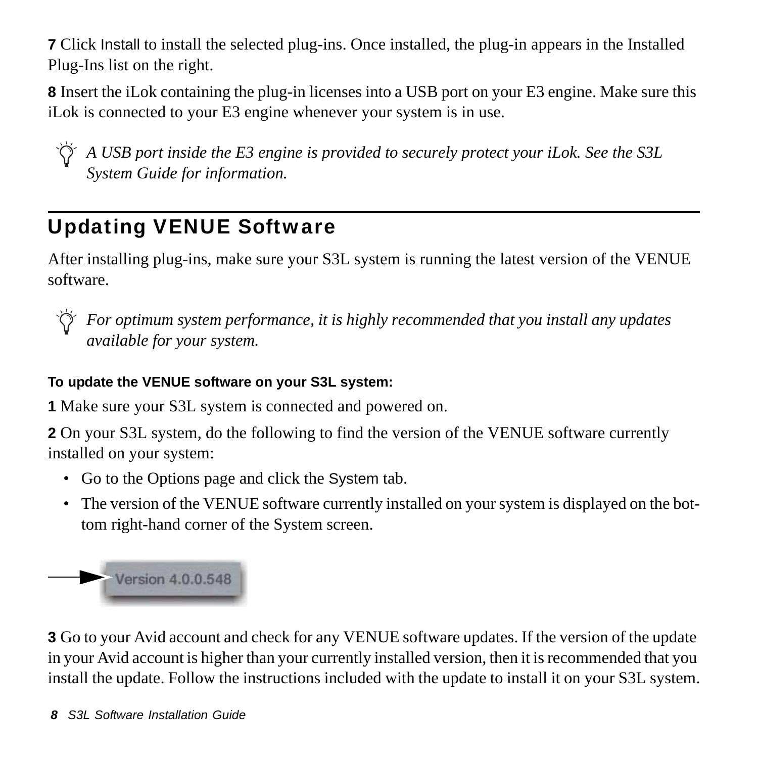**7** Click Install to install the selected plug-ins. Once installed, the plug-in appears in the Installed Plug-Ins list on the right.

**8** Insert the iLok containing the plug-in licenses into a USB port on your E3 engine. Make sure this iLok is connected to your E3 engine whenever your system is in use.

*A USB port inside the E3 engine is provided to securely protect your iLok. See the S3L System Guide for information.*

## Updating VENUE Software

After installing plug-ins, make sure your S3L system is running the latest version of the VENUE software.

*For optimum system performance, it is highly recommended that you install any updates available for your system.*

**To update the VENUE software on your S3L system:**

**1** Make sure your S3L system is connected and powered on.

**2** On your S3L system, do the following to find the version of the VENUE software currently installed on your system:

- Go to the Options page and click the System tab.
- The version of the VENUE software currently installed on your system is displayed on the bottom right-hand corner of the System screen.

Version 4.0.0.548

**3** Go to your Avid account and check for any VENUE software updates. If the version of the update in your Avid account is higher than your currently installed version, then it is recommended that you install the update. Follow the instructions included with the update to install it on your S3L system.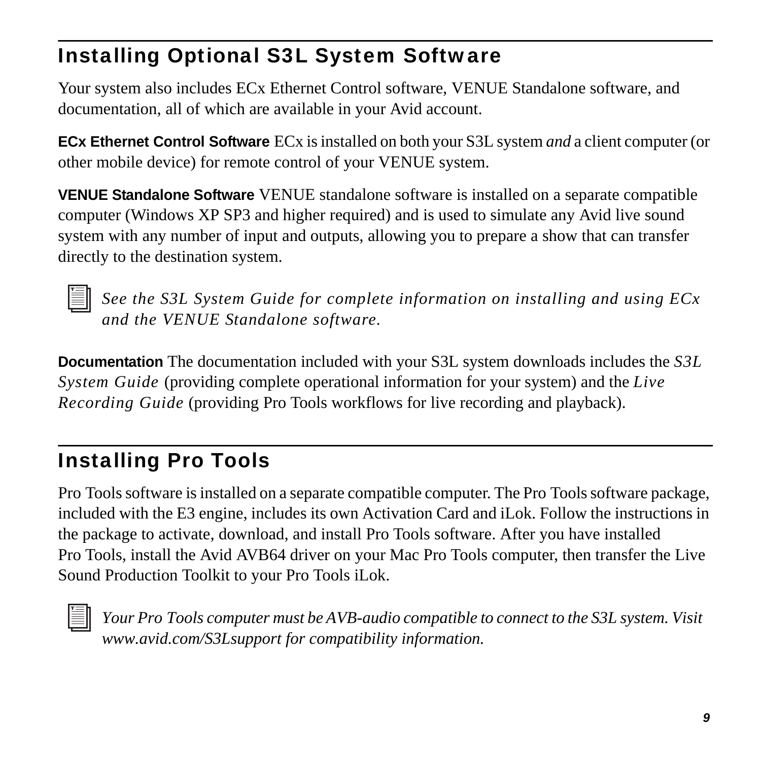## Installing Optional S3L System Software

Your system also includes ECx Ethernet Control software, VENUE Standalone software, and documentation, all of which are available in your Avid account.

**ECx Ethernet Control Software** ECx is installed on both your S3L system *and* a client computer (or other mobile device) for remote control of your VENUE system.

**VENUE Standalone Software** VENUE standalone software is installed on a separate compatible computer (Windows XP SP3 and higher required) and is used to simulate any Avid live sound system with any number of input and outputs, allowing you to prepare a show that can transfer directly to the destination system.

> *See the S3L System Guide for complete information on installing and using ECx and the VENUE Standalone software.*

**Documentation** The documentation included with your S3L system downloads includes the *S3L System Guide* (providing complete operational information for your system) and the *Live Recording Guide* (providing Pro Tools workflows for live recording and playback).

## Installing Pro Tools

Pro Tools software is installed on a separate compatible computer. The Pro Tools software package, included with the E3 engine, includes its own Activation Card and iLok. Follow the instructions in the package to activate, download, and install Pro Tools software. After you have installed Pro Tools, install the Avid AVB64 driver on your Mac Pro Tools computer, then transfer the Live Sound Production Toolkit to your Pro Tools iLok.

> *Your Pro Tools computer must be AVB-audio compatible to connect to the S3L system. Visit www.avid.com/S3Lsupport for compatibility information.*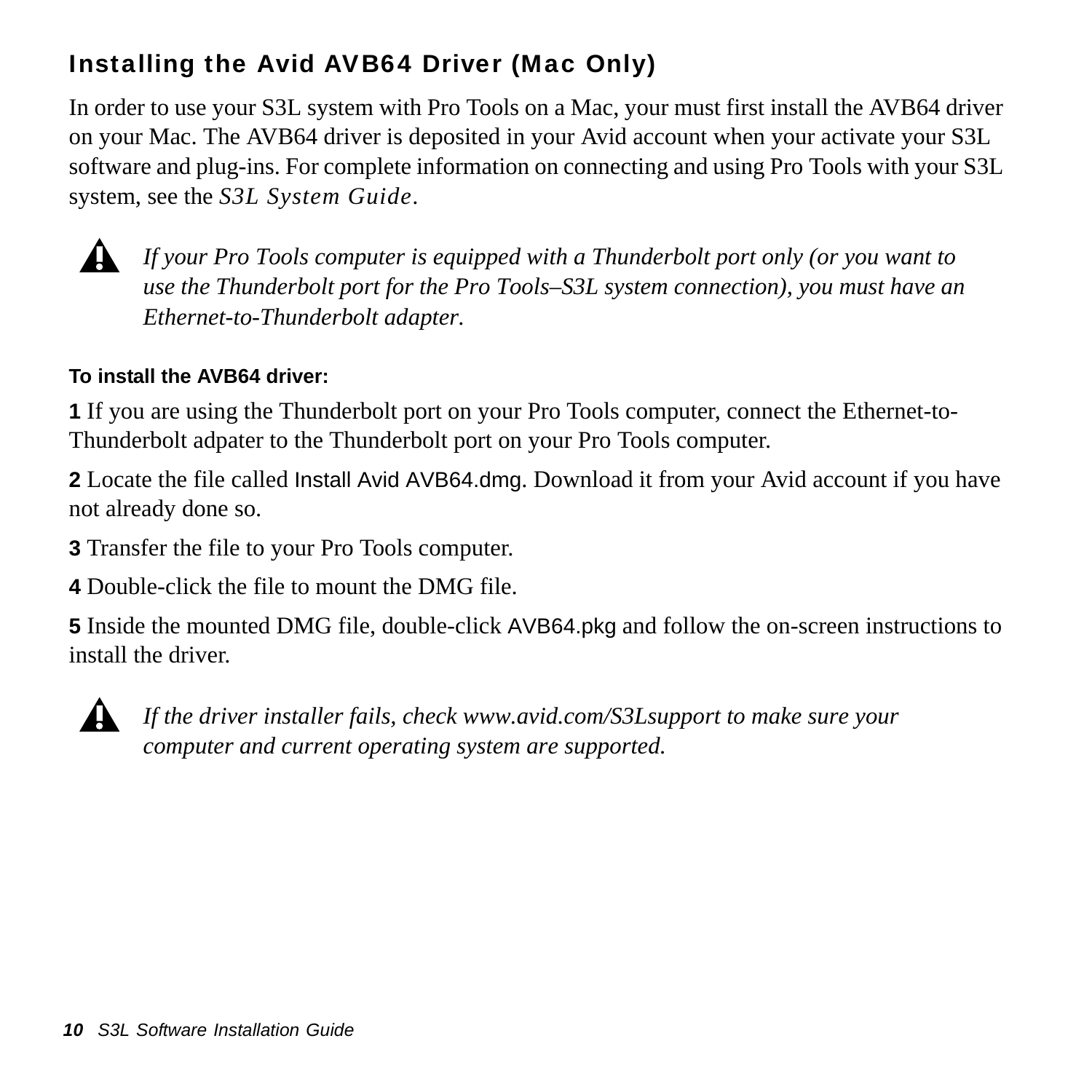## Installing the Avid AVB64 Driver (Mac Only)

In order to use your S3L system with Pro Tools on a Mac, your must first install the AVB64 driver on your Mac. The AVB64 driver is deposited in your Avid account when your activate your S3L software and plug-ins. For complete information on connecting and using Pro Tools with your S3L system, see the *S3L System Guide*.

> *If your Pro Tools computer is equipped with a Thunderbolt port only (or you want to use the Thunderbolt port for the Pro Tools–S3L system connection), you must have an Ethernet-to-Thunderbolt adapter.*

**To install the AVB64 driver:**

**1** If you are using the Thunderbolt port on your Pro Tools computer, connect the Ethernet-to-Thunderbolt adpater to the Thunderbolt port on your Pro Tools computer.

**2** Locate the file called Install Avid AVB64.dmg. Download it from your Avid account if you have not already done so.

**3** Transfer the file to your Pro Tools computer.

**4** Double-click the file to mount the DMG file.

**5** Inside the mounted DMG file, double-click AVB64.pkg and follow the on-screen instructions to install the driver.

> *If the driver installer fails, check www.avid.com/S3Lsupport to make sure your computer and current operating system are supported.*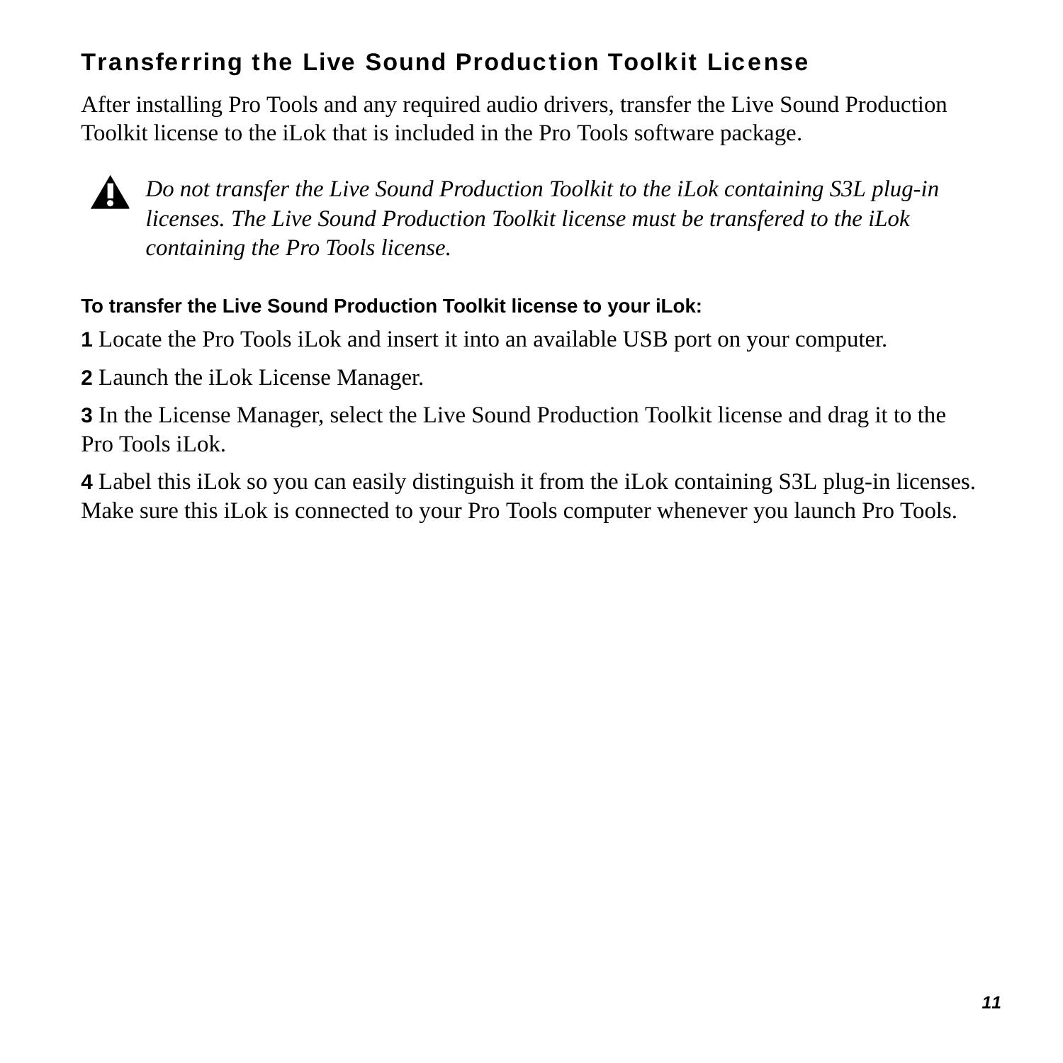### Transferring the Live Sound Production Toolkit License

After installing Pro Tools and any required audio drivers, transfer the Live Sound Production Toolkit license to the iLok that is included in the Pro Tools software package.

> *Do not transfer the Live Sound Production Toolkit to the iLok containing S3L plug-in licenses. The Live Sound Production Toolkit license must be transfered to the iLok containing the Pro Tools license.*

**To transfer the Live Sound Production Toolkit license to your iLok:**

**1** Locate the Pro Tools iLok and insert it into an available USB port on your computer.

**2** Launch the iLok License Manager.

**3** In the License Manager, select the Live Sound Production Toolkit license and drag it to the Pro Tools iLok.

**4** Label this iLok so you can easily distinguish it from the iLok containing S3L plug-in licenses. Make sure this iLok is connected to your Pro Tools computer whenever you launch Pro Tools.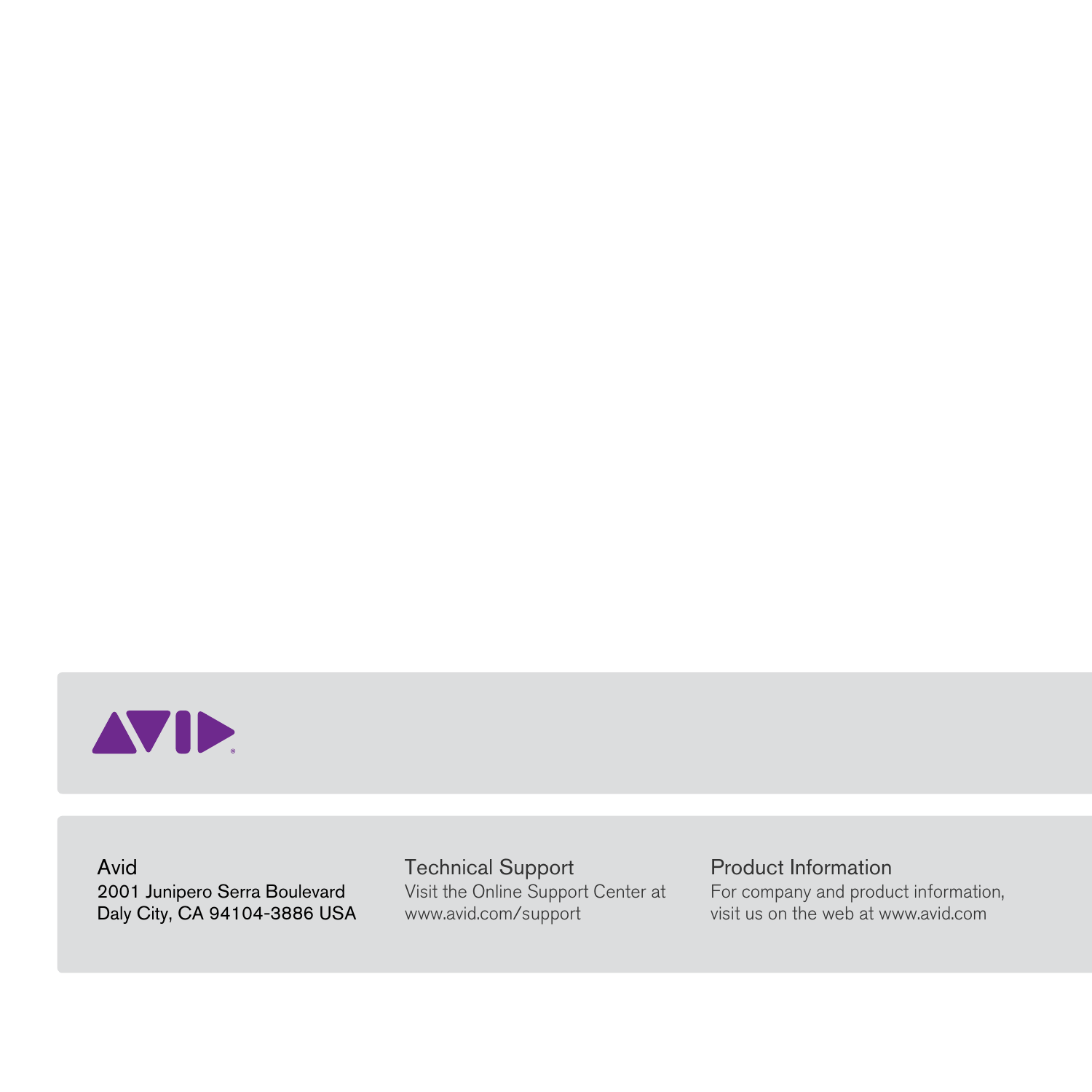**Avid**
2001 Junipero Serra Boulevard
Daly City, CA 94104-3886 USA

**Technical Support**
Visit the Online Support Center at
www.avid.com/support

**Product Information**
For company and product information,
visit us on the web at www.avid.com